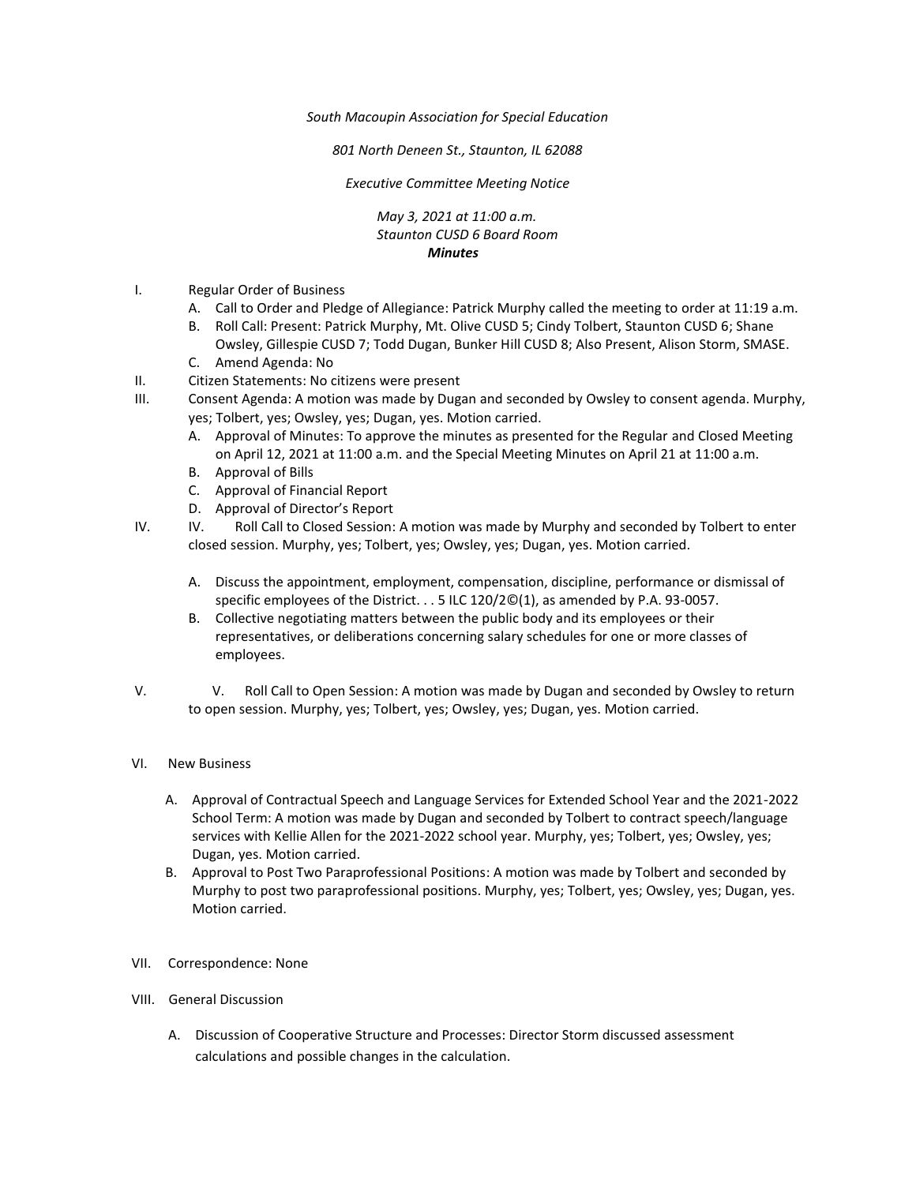*South Macoupin Association for Special Education*

*801 North Deneen St., Staunton, IL 62088*

*Executive Committee Meeting Notice*

*May 3, 2021 at 11:00 a.m.*
*Staunton CUSD 6 Board Room*
***Minutes***

I. Regular Order of Business
   - A. Call to Order and Pledge of Allegiance: Patrick Murphy called the meeting to order at 11:19 a.m.
   - B. Roll Call: Present: Patrick Murphy, Mt. Olive CUSD 5; Cindy Tolbert, Staunton CUSD 6; Shane Owsley, Gillespie CUSD 7; Todd Dugan, Bunker Hill CUSD 8; Also Present, Alison Storm, SMASE.
   - C. Amend Agenda: No

II. Citizen Statements: No citizens were present

III. Consent Agenda: A motion was made by Dugan and seconded by Owsley to consent agenda. Murphy, yes; Tolbert, yes; Owsley, yes; Dugan, yes. Motion carried.
   - A. Approval of Minutes: To approve the minutes as presented for the Regular and Closed Meeting on April 12, 2021 at 11:00 a.m. and the Special Meeting Minutes on April 21 at 11:00 a.m.
   - B. Approval of Bills
   - C. Approval of Financial Report
   - D. Approval of Director's Report

IV. IV. Roll Call to Closed Session: A motion was made by Murphy and seconded by Tolbert to enter closed session. Murphy, yes; Tolbert, yes; Owsley, yes; Dugan, yes. Motion carried.
   - A. Discuss the appointment, employment, compensation, discipline, performance or dismissal of specific employees of the District. . . 5 ILC 120/2©(1), as amended by P.A. 93-0057.
   - B. Collective negotiating matters between the public body and its employees or their representatives, or deliberations concerning salary schedules for one or more classes of employees.

V. V. Roll Call to Open Session: A motion was made by Dugan and seconded by Owsley to return to open session. Murphy, yes; Tolbert, yes; Owsley, yes; Dugan, yes. Motion carried.

VI. New Business
   - A. Approval of Contractual Speech and Language Services for Extended School Year and the 2021-2022 School Term: A motion was made by Dugan and seconded by Tolbert to contract speech/language services with Kellie Allen for the 2021-2022 school year. Murphy, yes; Tolbert, yes; Owsley, yes; Dugan, yes. Motion carried.
   - B. Approval to Post Two Paraprofessional Positions: A motion was made by Tolbert and seconded by Murphy to post two paraprofessional positions. Murphy, yes; Tolbert, yes; Owsley, yes; Dugan, yes. Motion carried.

VII. Correspondence: None

VIII. General Discussion
   - A. Discussion of Cooperative Structure and Processes: Director Storm discussed assessment calculations and possible changes in the calculation.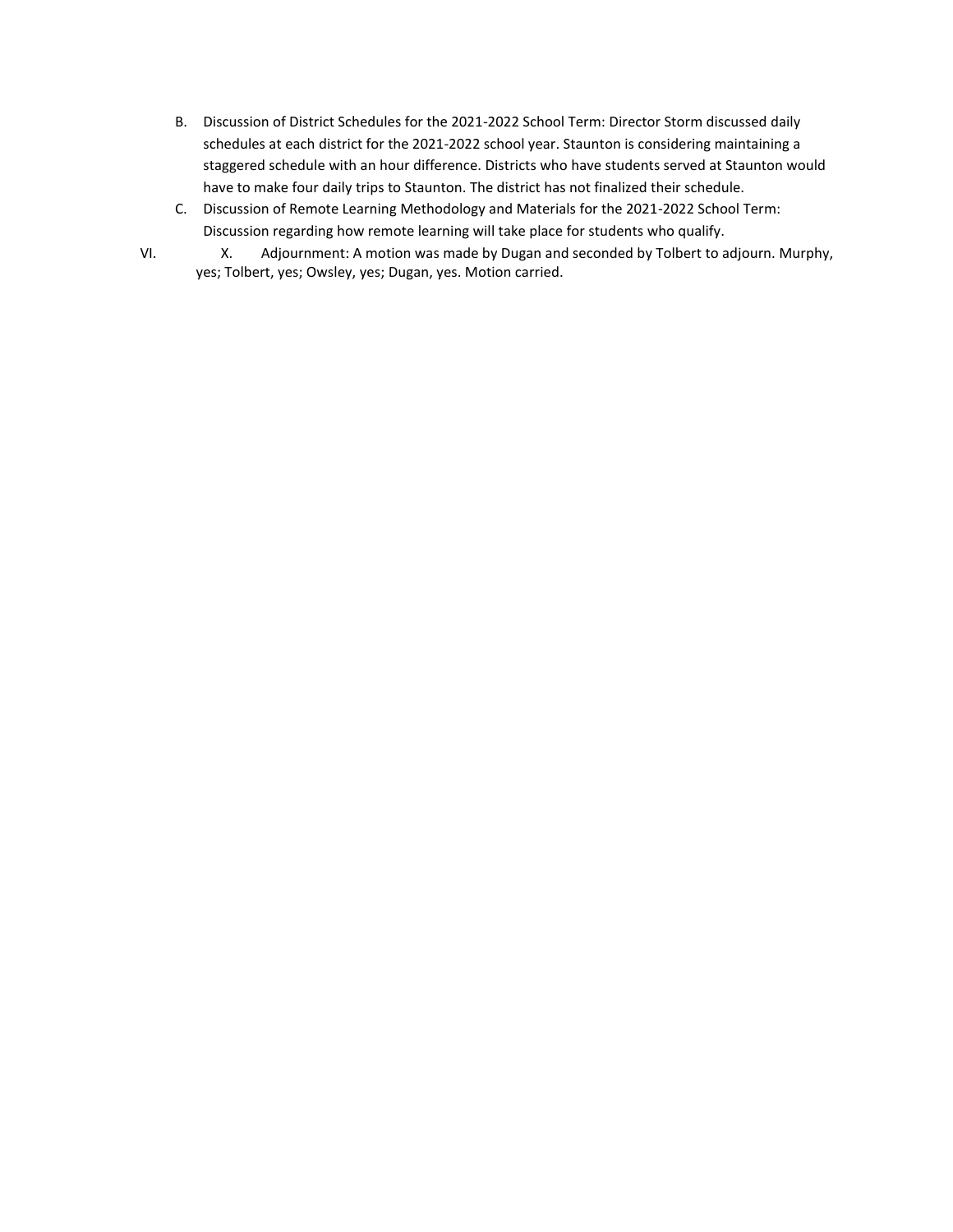B. Discussion of District Schedules for the 2021-2022 School Term: Director Storm discussed daily schedules at each district for the 2021-2022 school year. Staunton is considering maintaining a staggered schedule with an hour difference. Districts who have students served at Staunton would have to make four daily trips to Staunton. The district has not finalized their schedule.

C. Discussion of Remote Learning Methodology and Materials for the 2021-2022 School Term: Discussion regarding how remote learning will take place for students who qualify.

VI. X. Adjournment: A motion was made by Dugan and seconded by Tolbert to adjourn. Murphy, yes; Tolbert, yes; Owsley, yes; Dugan, yes. Motion carried.